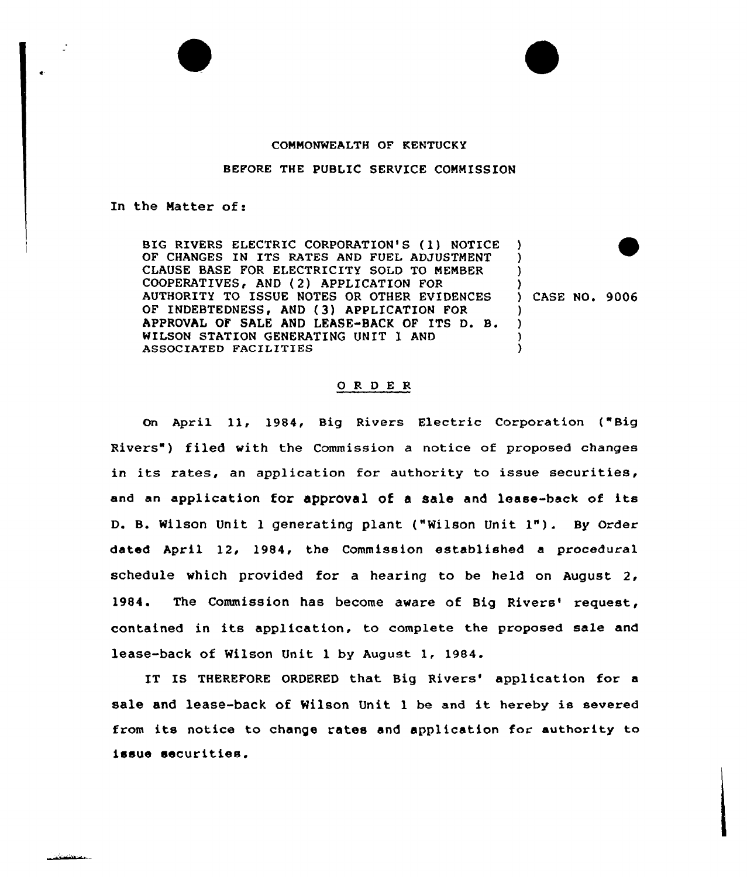COMMONWEALTH OF KENTUCKY

BEFORE THE PUBLIC SERVICE COMMISSION

In the Matter of:

| | | |
|---|---|---|
| BIG RIVERS ELECTRIC CORPORATION'S (1) NOTICE OF CHANGES IN ITS RATES AND FUEL ADJUSTMENT CLAUSE BASE FOR ELECTRICITY SOLD TO MEMBER COOPERATIVES, AND (2) APPLICATION FOR AUTHORITY TO ISSUE NOTES OR OTHER EVIDENCES OF INDEBTEDNESS, AND (3) APPLICATION FOR APPROVAL OF SALE AND LEASE-BACK OF ITS D. B. WILSON STATION GENERATING UNIT 1 AND ASSOCIATED FACILITIES | ) | CASE NO. 9006 |

## ORDER

On April 11, 1984, Big Rivers Electric Corporation ("Big Rivers") filed with the Commission a notice of proposed changes in its rates, an application for authority to issue securities, and an application for approval of a sale and lease-back of its D. B. Wilson Unit 1 generating plant ("Wilson Unit 1"). By Order dated April 12, 1984, the Commission established a procedural schedule which provided for a hearing to be held on August 2, 1984. The Commission has become aware of Big Rivers' request, contained in its application, to complete the proposed sale and lease-back of Wilson Unit 1 by August 1, 1984.

IT IS THEREFORE ORDERED that Big Rivers' application for a sale and lease-back of Wilson Unit 1 be and it hereby is severed from its notice to change rates and application for authority to issue securities.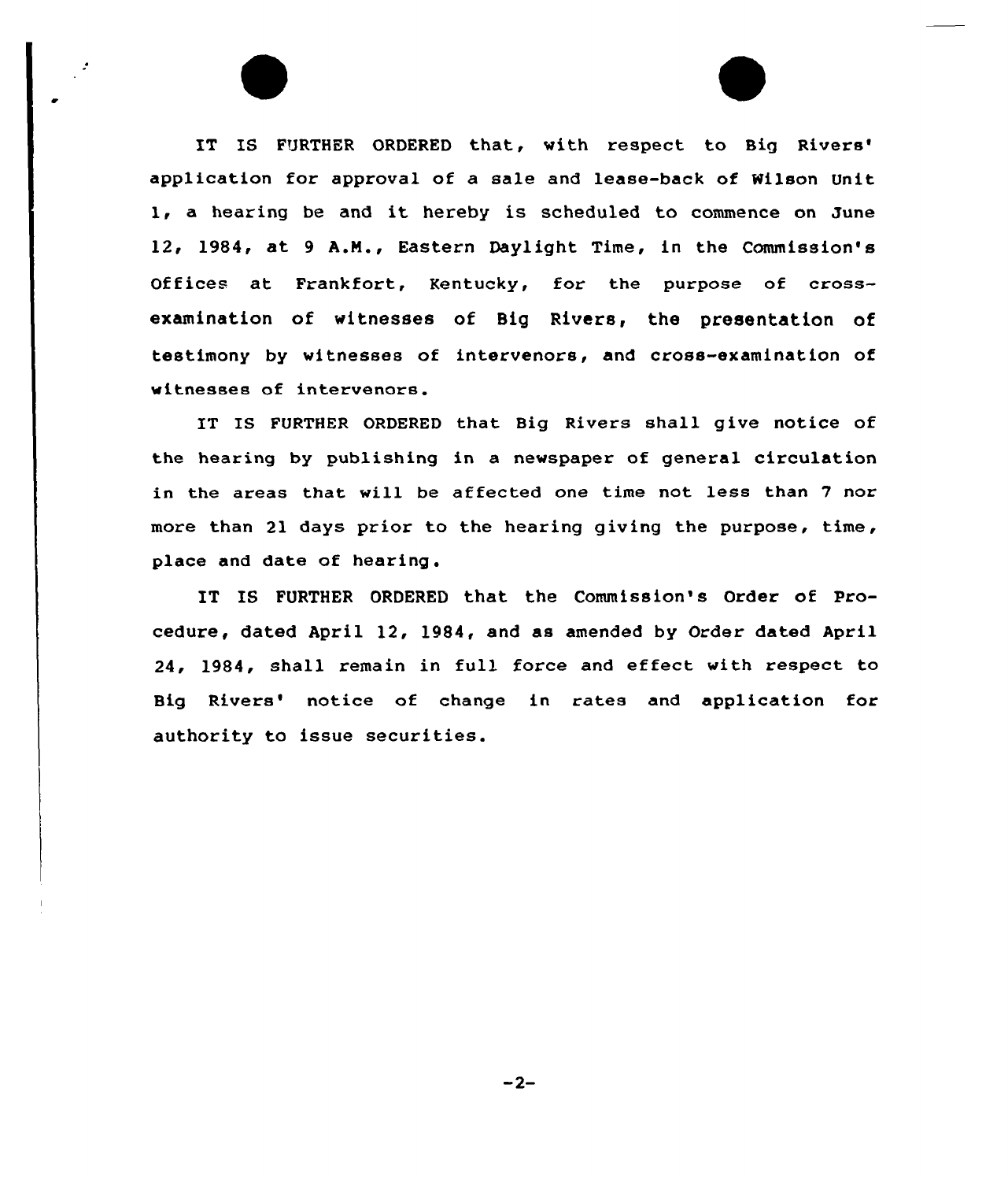IT IS FURTHER ORDERED that, with respect to Big Rivers' application for approval of a sale and lease-back of Wilson Unit 1, a hearing be and it hereby is scheduled to commence on June 12, 1984, at 9 A.M., Eastern Daylight Time, in the Commission's Offices at Frankfort, Kentucky, for the purpose of cross-examination of witnesses of Big Rivers, the presentation of testimony by witnesses of intervenors, and cross-examination of witnesses of intervenors.

IT IS FURTHER ORDERED that Big Rivers shall give notice of the hearing by publishing in a newspaper of general circulation in the areas that will be affected one time not less than 7 nor more than 21 days prior to the hearing giving the purpose, time, place and date of hearing.

IT IS FURTHER ORDERED that the Commission's Order of Procedure, dated April 12, 1984, and as amended by Order dated April 24, 1984, shall remain in full force and effect with respect to Big Rivers' notice of change in rates and application for authority to issue securities.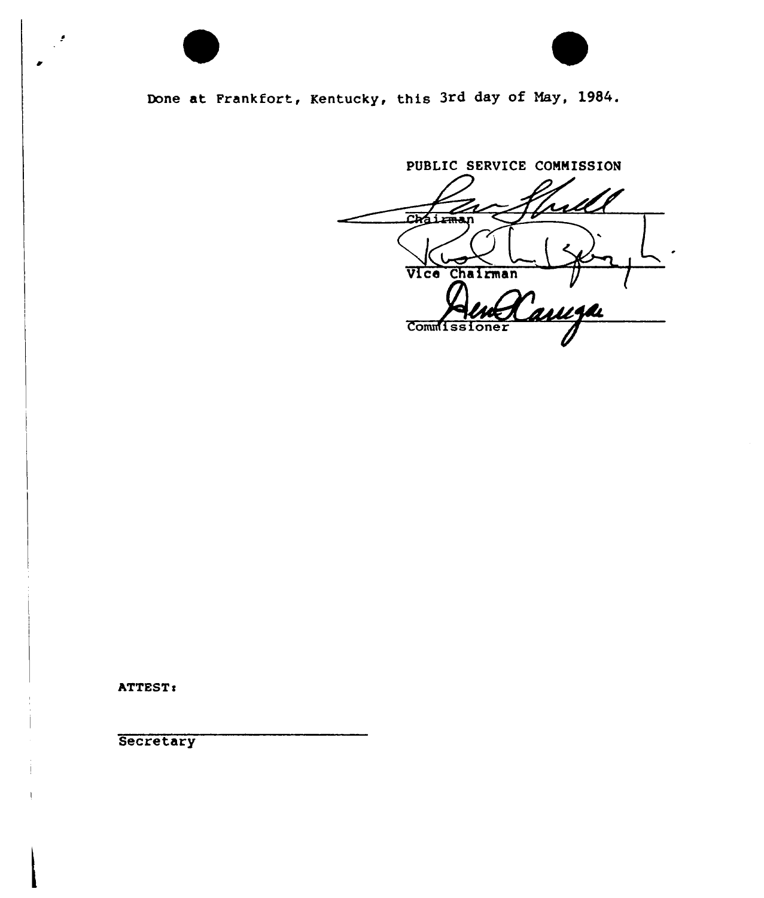Done at Frankfort, Kentucky, this 3rd day of May, 1984.

PUBLIC SERVICE COMMISSION

Chairman

Vice Chairman

Commissioner

ATTEST:

Secretary